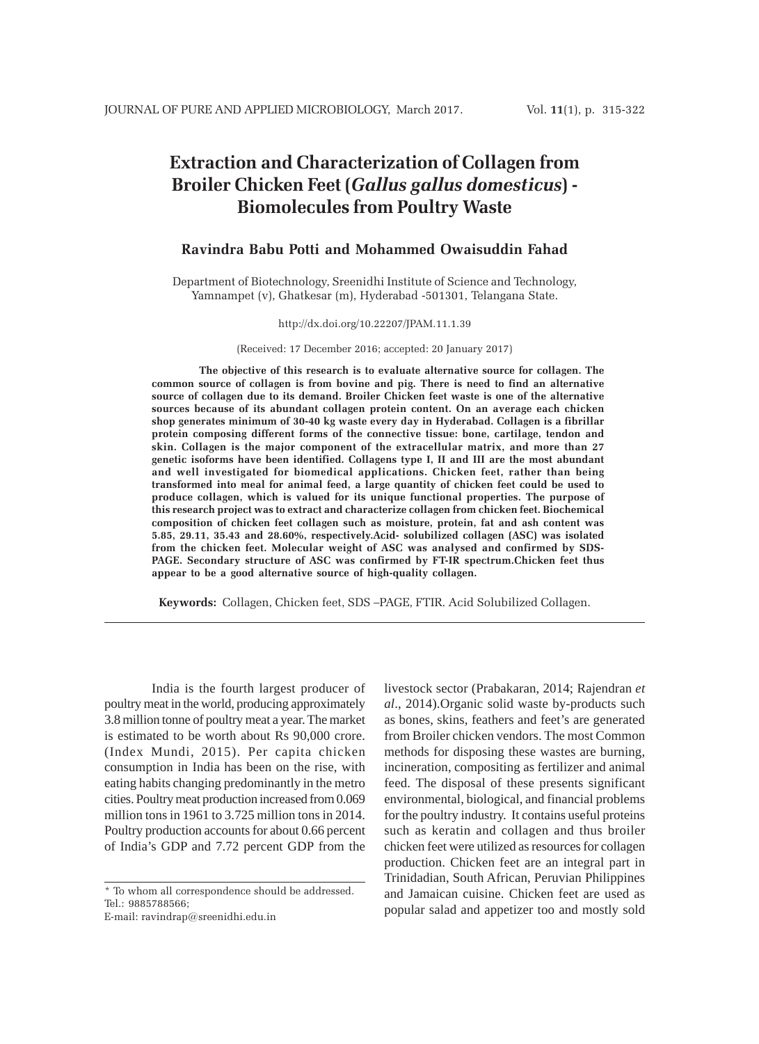# Extraction and Characterization of Collagen from Broiler Chicken Feet (*Gallus gallus domesticus*) - Biomolecules from Poultry Waste

**Ravindra Babu Potti and Mohammed Owaisuddin Fahad**

Department of Biotechnology, Sreenidhi Institute of Science and Technology, Yamnampet (v), Ghatkesar (m), Hyderabad -501301, Telangana State.

http://dx.doi.org/10.22207/JPAM.11.1.39

(Received: 17 December 2016; accepted: 20 January 2017)

**The objective of this research is to evaluate alternative source for collagen. The common source of collagen is from bovine and pig. There is need to find an alternative source of collagen due to its demand. Broiler Chicken feet waste is one of the alternative sources because of its abundant collagen protein content. On an average each chicken shop generates minimum of 30-40 kg waste every day in Hyderabad. Collagen is a fibrillar protein composing different forms of the connective tissue: bone, cartilage, tendon and skin. Collagen is the major component of the extracellular matrix, and more than 27 genetic isoforms have been identified. Collagens type I, II and III are the most abundant and well investigated for biomedical applications. Chicken feet, rather than being transformed into meal for animal feed, a large quantity of chicken feet could be used to produce collagen, which is valued for its unique functional properties. The purpose of this research project was to extract and characterize collagen from chicken feet. Biochemical composition of chicken feet collagen such as moisture, protein, fat and ash content was 5.85, 29.11, 35.43 and 28.60%, respectively.Acid- solubilized collagen (ASC) was isolated from the chicken feet. Molecular weight of ASC was analysed and confirmed by SDS-PAGE. Secondary structure of ASC was confirmed by FT-IR spectrum.Chicken feet thus appear to be a good alternative source of high-quality collagen.**

**Keywords:** Collagen, Chicken feet, SDS –PAGE, FTIR. Acid Solubilized Collagen.

India is the fourth largest producer of poultry meat in the world, producing approximately 3.8 million tonne of poultry meat a year. The market is estimated to be worth about Rs 90,000 crore. (Index Mundi, 2015). Per capita chicken consumption in India has been on the rise, with eating habits changing predominantly in the metro cities. Poultry meat production increased from 0.069 million tons in 1961 to 3.725 million tons in 2014. Poultry production accounts for about 0.66 percent of India's GDP and 7.72 percent GDP from the livestock sector (Prabakaran, 2014; Rajendran *et al*., 2014).Organic solid waste by-products such as bones, skins, feathers and feet's are generated from Broiler chicken vendors. The most Common methods for disposing these wastes are burning, incineration, compositing as fertilizer and animal feed. The disposal of these presents significant environmental, biological, and financial problems for the poultry industry. It contains useful proteins such as keratin and collagen and thus broiler chicken feet were utilized as resources for collagen production. Chicken feet are an integral part in Trinidadian, South African, Peruvian Philippines and Jamaican cuisine. Chicken feet are used as popular salad and appetizer too and mostly sold

\* To whom all correspondence should be addressed.
Tel.: 9885788566;
E-mail: ravindrap@sreenidhi.edu.in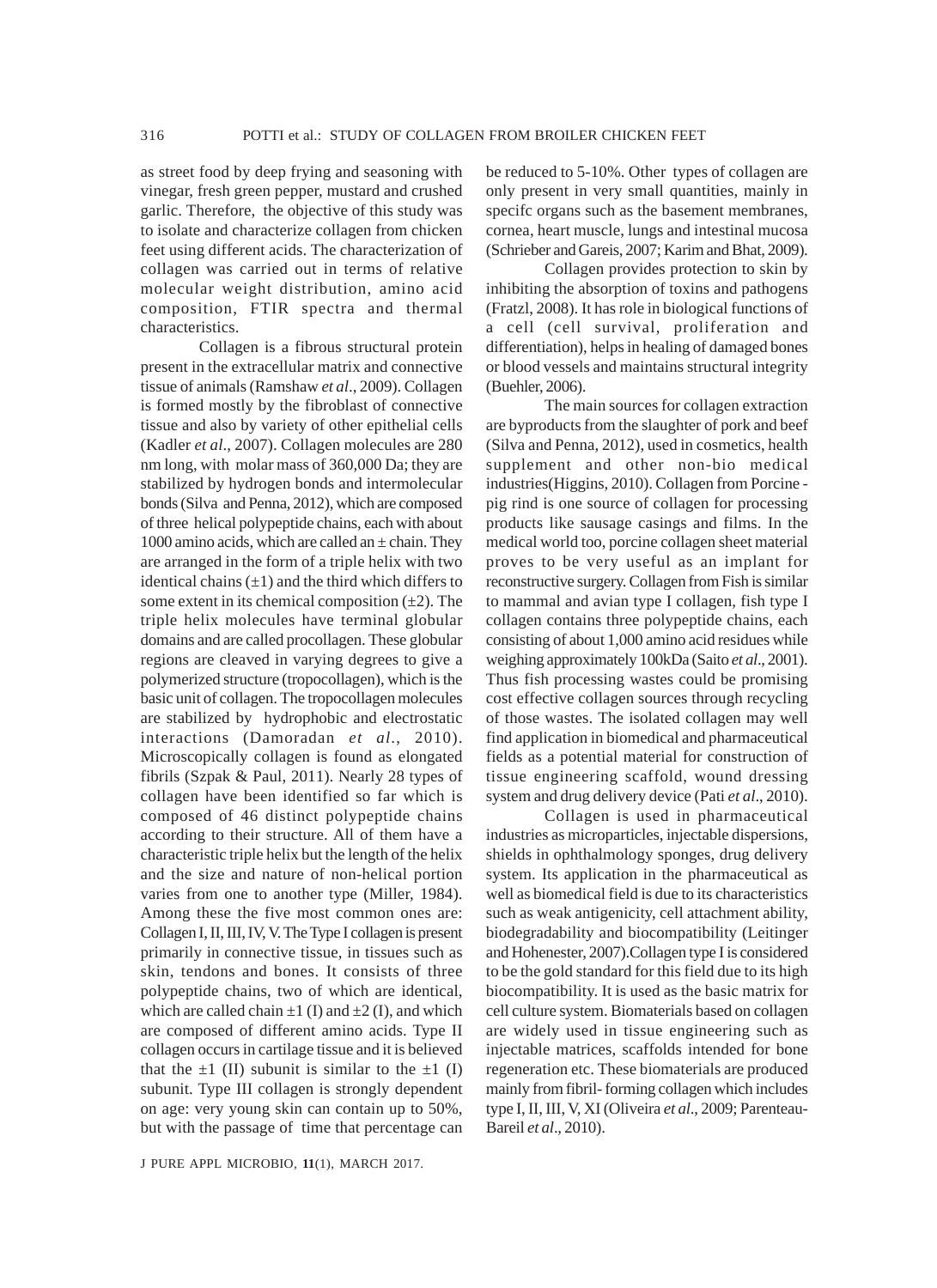as street food by deep frying and seasoning with vinegar, fresh green pepper, mustard and crushed garlic. Therefore, the objective of this study was to isolate and characterize collagen from chicken feet using different acids. The characterization of collagen was carried out in terms of relative molecular weight distribution, amino acid composition, FTIR spectra and thermal characteristics.

Collagen is a fibrous structural protein present in the extracellular matrix and connective tissue of animals (Ramshaw *et al*., 2009). Collagen is formed mostly by the fibroblast of connective tissue and also by variety of other epithelial cells (Kadler *et al*., 2007). Collagen molecules are 280 nm long, with molar mass of 360,000 Da; they are stabilized by hydrogen bonds and intermolecular bonds (Silva and Penna, 2012), which are composed of three helical polypeptide chains, each with about 1000 amino acids, which are called an ± chain. They are arranged in the form of a triple helix with two identical chains (±1) and the third which differs to some extent in its chemical composition (±2). The triple helix molecules have terminal globular domains and are called procollagen. These globular regions are cleaved in varying degrees to give a polymerized structure (tropocollagen), which is the basic unit of collagen. The tropocollagen molecules are stabilized by hydrophobic and electrostatic interactions (Damoradan *et al*., 2010). Microscopically collagen is found as elongated fibrils (Szpak & Paul, 2011). Nearly 28 types of collagen have been identified so far which is composed of 46 distinct polypeptide chains according to their structure. All of them have a characteristic triple helix but the length of the helix and the size and nature of non-helical portion varies from one to another type (Miller, 1984). Among these the five most common ones are: Collagen I, II, III, IV, V. The Type I collagen is present primarily in connective tissue, in tissues such as skin, tendons and bones. It consists of three polypeptide chains, two of which are identical, which are called chain ±1 (I) and ±2 (I), and which are composed of different amino acids. Type II collagen occurs in cartilage tissue and it is believed that the ±1 (II) subunit is similar to the ±1 (I) subunit. Type III collagen is strongly dependent on age: very young skin can contain up to 50%, but with the passage of time that percentage can be reduced to 5-10%. Other types of collagen are only present in very small quantities, mainly in specifc organs such as the basement membranes, cornea, heart muscle, lungs and intestinal mucosa (Schrieber and Gareis, 2007; Karim and Bhat, 2009).

Collagen provides protection to skin by inhibiting the absorption of toxins and pathogens (Fratzl, 2008). It has role in biological functions of a cell (cell survival, proliferation and differentiation), helps in healing of damaged bones or blood vessels and maintains structural integrity (Buehler, 2006).

The main sources for collagen extraction are byproducts from the slaughter of pork and beef (Silva and Penna, 2012), used in cosmetics, health supplement and other non-bio medical industries(Higgins, 2010). Collagen from Porcine - pig rind is one source of collagen for processing products like sausage casings and films. In the medical world too, porcine collagen sheet material proves to be very useful as an implant for reconstructive surgery. Collagen from Fish is similar to mammal and avian type I collagen, fish type I collagen contains three polypeptide chains, each consisting of about 1,000 amino acid residues while weighing approximately 100kDa (Saito *et al*., 2001). Thus fish processing wastes could be promising cost effective collagen sources through recycling of those wastes. The isolated collagen may well find application in biomedical and pharmaceutical fields as a potential material for construction of tissue engineering scaffold, wound dressing system and drug delivery device (Pati *et al*., 2010).

Collagen is used in pharmaceutical industries as microparticles, injectable dispersions, shields in ophthalmology sponges, drug delivery system. Its application in the pharmaceutical as well as biomedical field is due to its characteristics such as weak antigenicity, cell attachment ability, biodegradability and biocompatibility (Leitinger and Hohenester, 2007).Collagen type I is considered to be the gold standard for this field due to its high biocompatibility. It is used as the basic matrix for cell culture system. Biomaterials based on collagen are widely used in tissue engineering such as injectable matrices, scaffolds intended for bone regeneration etc. These biomaterials are produced mainly from fibril- forming collagen which includes type I, II, III, V, XI (Oliveira *et al*., 2009; Parenteau-Bareil *et al*., 2010).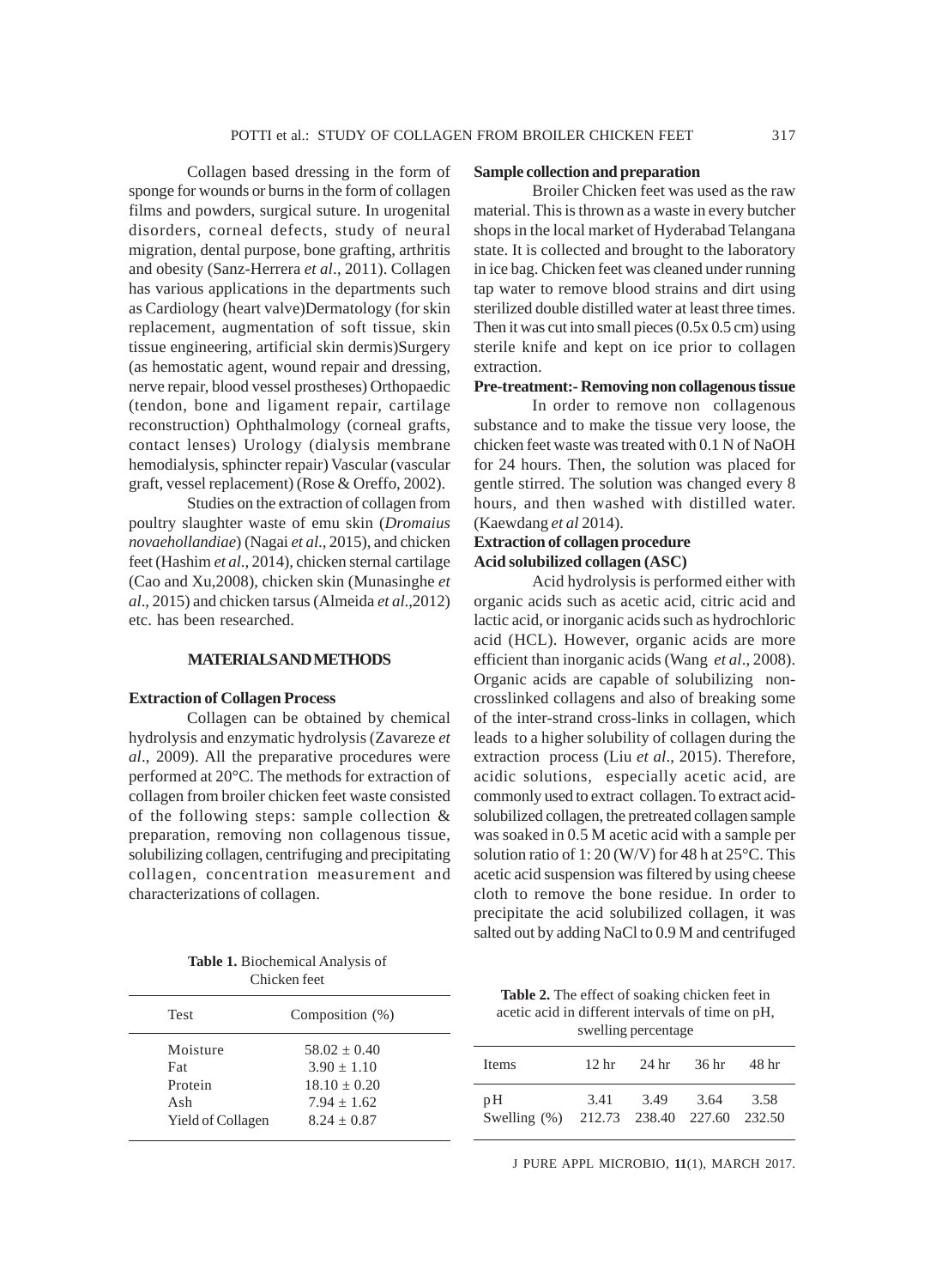Collagen based dressing in the form of sponge for wounds or burns in the form of collagen films and powders, surgical suture. In urogenital disorders, corneal defects, study of neural migration, dental purpose, bone grafting, arthritis and obesity (Sanz-Herrera *et al*., 2011). Collagen has various applications in the departments such as Cardiology (heart valve)Dermatology (for skin replacement, augmentation of soft tissue, skin tissue engineering, artificial skin dermis)Surgery (as hemostatic agent, wound repair and dressing, nerve repair, blood vessel prostheses) Orthopaedic (tendon, bone and ligament repair, cartilage reconstruction) Ophthalmology (corneal grafts, contact lenses) Urology (dialysis membrane hemodialysis, sphincter repair) Vascular (vascular graft, vessel replacement) (Rose & Oreffo, 2002).

Studies on the extraction of collagen from poultry slaughter waste of emu skin (*Dromaius novaehollandiae*) (Nagai *et al*., 2015), and chicken feet (Hashim *et al*., 2014), chicken sternal cartilage (Cao and Xu,2008), chicken skin (Munasinghe *et al*., 2015) and chicken tarsus (Almeida *et al*.,2012) etc. has been researched.

## MATERIALS AND METHODS

### Extraction of Collagen Process

Collagen can be obtained by chemical hydrolysis and enzymatic hydrolysis (Zavareze *et al*., 2009). All the preparative procedures were performed at 20°C. The methods for extraction of collagen from broiler chicken feet waste consisted of the following steps: sample collection & preparation, removing non collagenous tissue, solubilizing collagen, centrifuging and precipitating collagen, concentration measurement and characterizations of collagen.

**Table 1.** Biochemical Analysis of Chicken feet

| Test | Composition (%) |
|---|---|
| Moisture | 58.02 ± 0.40 |
| Fat | 3.90 ± 1.10 |
| Protein | 18.10 ± 0.20 |
| Ash | 7.94 ± 1.62 |
| Yield of Collagen | 8.24 ± 0.87 |

### Sample collection and preparation

Broiler Chicken feet was used as the raw material. This is thrown as a waste in every butcher shops in the local market of Hyderabad Telangana state. It is collected and brought to the laboratory in ice bag. Chicken feet was cleaned under running tap water to remove blood strains and dirt using sterilized double distilled water at least three times. Then it was cut into small pieces (0.5x 0.5 cm) using sterile knife and kept on ice prior to collagen extraction.

### Pre-treatment:- Removing non collagenous tissue

In order to remove non collagenous substance and to make the tissue very loose, the chicken feet waste was treated with 0.1 N of NaOH for 24 hours. Then, the solution was placed for gentle stirred. The solution was changed every 8 hours, and then washed with distilled water. (Kaewdang *et al* 2014).

### Extraction of collagen procedure

### Acid solubilized collagen (ASC)

Acid hydrolysis is performed either with organic acids such as acetic acid, citric acid and lactic acid, or inorganic acids such as hydrochloric acid (HCL). However, organic acids are more efficient than inorganic acids (Wang *et al*., 2008). Organic acids are capable of solubilizing non-crosslinked collagens and also of breaking some of the inter-strand cross-links in collagen, which leads to a higher solubility of collagen during the extraction process (Liu *et al*., 2015). Therefore, acidic solutions, especially acetic acid, are commonly used to extract collagen. To extract acid-solubilized collagen, the pretreated collagen sample was soaked in 0.5 M acetic acid with a sample per solution ratio of 1: 20 (W/V) for 48 h at 25°C. This acetic acid suspension was filtered by using cheese cloth to remove the bone residue. In order to precipitate the acid solubilized collagen, it was salted out by adding NaCl to 0.9 M and centrifuged

**Table 2.** The effect of soaking chicken feet in acetic acid in different intervals of time on pH, swelling percentage

| Items | 12 hr | 24 hr | 36 hr | 48 hr |
|---|---|---|---|---|
| pH | 3.41 | 3.49 | 3.64 | 3.58 |
| Swelling (%) | 212.73 | 238.40 | 227.60 | 232.50 |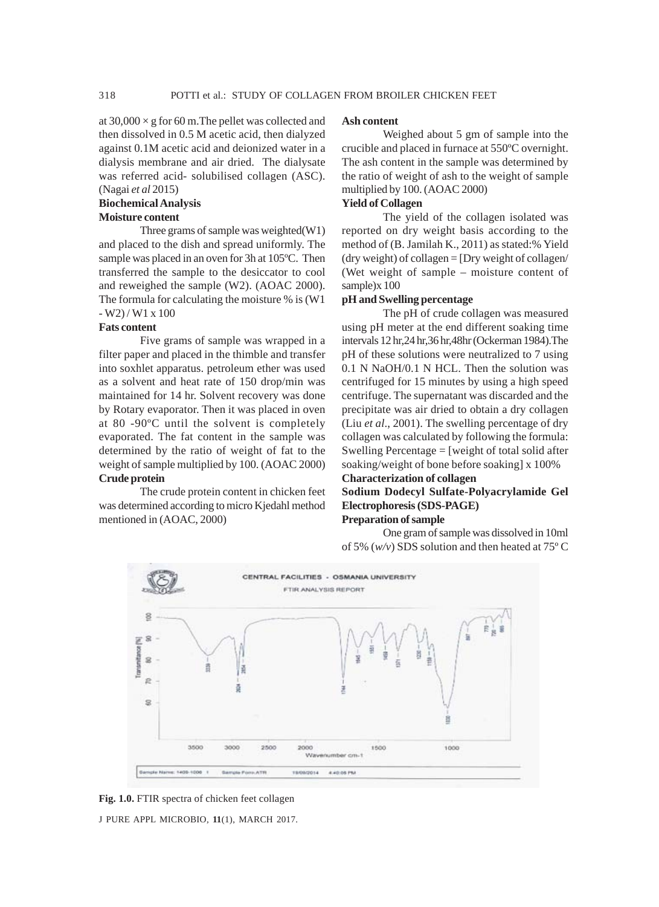at $30,000 \times g$ for 60 m.The pellet was collected and then dissolved in 0.5 M acetic acid, then dialyzed against 0.1M acetic acid and deionized water in a dialysis membrane and air dried. The dialysate was referred acid- solubilised collagen (ASC). (Nagai *et al* 2015)

**Biochemical Analysis**

**Moisture content**

Three grams of sample was weighted(W1) and placed to the dish and spread uniformly. The sample was placed in an oven for 3h at 105ºC. Then transferred the sample to the desiccator to cool and reweighed the sample (W2). (AOAC 2000). The formula for calculating the moisture % is (W1 - W2) / W1 x 100

**Fats content**

Five grams of sample was wrapped in a filter paper and placed in the thimble and transfer into soxhlet apparatus. petroleum ether was used as a solvent and heat rate of 150 drop/min was maintained for 14 hr. Solvent recovery was done by Rotary evaporator. Then it was placed in oven at 80 -90ºC until the solvent is completely evaporated. The fat content in the sample was determined by the ratio of weight of fat to the weight of sample multiplied by 100. (AOAC 2000)

**Crude protein**

The crude protein content in chicken feet was determined according to micro Kjedahl method mentioned in (AOAC, 2000)

**Ash content**

Weighed about 5 gm of sample into the crucible and placed in furnace at 550ºC overnight. The ash content in the sample was determined by the ratio of weight of ash to the weight of sample multiplied by 100. (AOAC 2000)

**Yield of Collagen**

The yield of the collagen isolated was reported on dry weight basis according to the method of (B. Jamilah K., 2011) as stated:% Yield (dry weight) of collagen = [Dry weight of collagen/ (Wet weight of sample – moisture content of sample)x 100

**pH and Swelling percentage**

The pH of crude collagen was measured using pH meter at the end different soaking time intervals 12 hr,24 hr,36 hr,48hr (Ockerman 1984).The pH of these solutions were neutralized to 7 using 0.1 N NaOH/0.1 N HCL. Then the solution was centrifuged for 15 minutes by using a high speed centrifuge. The supernatant was discarded and the precipitate was air dried to obtain a dry collagen (Liu *et al*., 2001). The swelling percentage of dry collagen was calculated by following the formula: Swelling Percentage = [weight of total solid after soaking/weight of bone before soaking] x 100%

**Characterization of collagen**

**Sodium Dodecyl Sulfate-Polyacrylamide Gel Electrophoresis (SDS-PAGE)**

**Preparation of sample**

One gram of sample was dissolved in 10ml of 5% (*w/v*) SDS solution and then heated at 75º C

**Fig. 1.0.** FTIR spectra of chicken feet collagen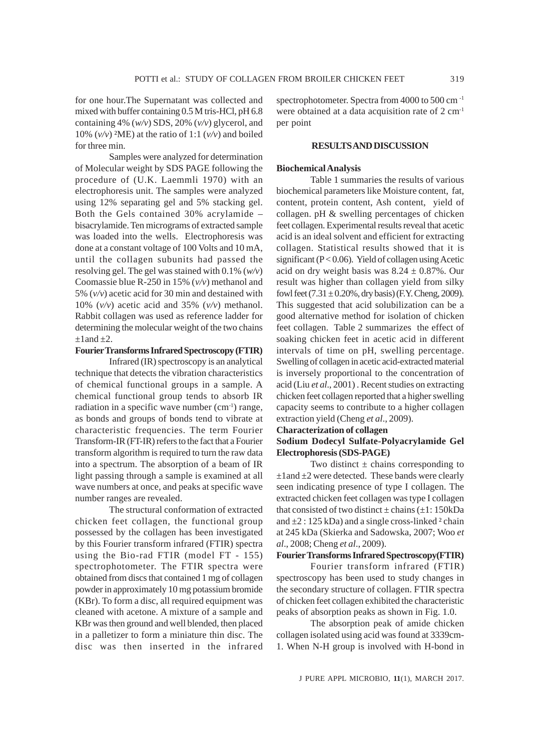for one hour.The Supernatant was collected and mixed with buffer containing 0.5 M tris-HCl, pH 6.8 containing 4% (*w/v*) SDS, 20% (*v/v*) glycerol, and 10% (*v/v*) ²ME) at the ratio of 1:1 (*v/v*) and boiled for three min.

Samples were analyzed for determination of Molecular weight by SDS PAGE following the procedure of (U.K. Laemmli 1970) with an electrophoresis unit. The samples were analyzed using 12% separating gel and 5% stacking gel. Both the Gels contained 30% acrylamide – bisacrylamide. Ten micrograms of extracted sample was loaded into the wells. Electrophoresis was done at a constant voltage of 100 Volts and 10 mA, until the collagen subunits had passed the resolving gel. The gel was stained with 0.1% (*w/v*) Coomassie blue R-250 in 15% (*v/v*) methanol and 5% (*v/v*) acetic acid for 30 min and destained with 10% (*v/v*) acetic acid and 35% (*v/v*) methanol. Rabbit collagen was used as reference ladder for determining the molecular weight of the two chains ±1and ±2.

**Fourier Transforms Infrared Spectroscopy (FTIR)**

Infrared (IR) spectroscopy is an analytical technique that detects the vibration characteristics of chemical functional groups in a sample. A chemical functional group tends to absorb IR radiation in a specific wave number ($cm^{-1}$) range, as bonds and groups of bonds tend to vibrate at characteristic frequencies. The term Fourier Transform-IR (FT-IR) refers to the fact that a Fourier transform algorithm is required to turn the raw data into a spectrum. The absorption of a beam of IR light passing through a sample is examined at all wave numbers at once, and peaks at specific wave number ranges are revealed.

The structural conformation of extracted chicken feet collagen, the functional group possessed by the collagen has been investigated by this Fourier transform infrared (FTIR) spectra using the Bio-rad FTIR (model FT - 155) spectrophotometer. The FTIR spectra were obtained from discs that contained 1 mg of collagen powder in approximately 10 mg potassium bromide (KBr). To form a disc, all required equipment was cleaned with acetone. A mixture of a sample and KBr was then ground and well blended, then placed in a palletizer to form a miniature thin disc. The disc was then inserted in the infrared spectrophotometer. Spectra from 4000 to 500 $cm^{-1}$ were obtained at a data acquisition rate of 2 $cm^{-1}$ per point

## RESULTS AND DISCUSSION

**Biochemical Analysis**

Table 1 summaries the results of various biochemical parameters like Moisture content, fat, content, protein content, Ash content, yield of collagen. pH & swelling percentages of chicken feet collagen. Experimental results reveal that acetic acid is an ideal solvent and efficient for extracting collagen. Statistical results showed that it is significant ($P < 0.06$). Yield of collagen using Acetic acid on dry weight basis was 8.24 ± 0.87%. Our result was higher than collagen yield from silky fowl feet (7.31 ± 0.20%, dry basis) (F.Y. Cheng, 2009). This suggested that acid solubilization can be a good alternative method for isolation of chicken feet collagen. Table 2 summarizes the effect of soaking chicken feet in acetic acid in different intervals of time on pH, swelling percentage. Swelling of collagen in acetic acid-extracted material is inversely proportional to the concentration of acid (Liu *et al*., 2001) . Recent studies on extracting chicken feet collagen reported that a higher swelling capacity seems to contribute to a higher collagen extraction yield (Cheng *et al*., 2009).

**Characterization of collagen**

**Sodium Dodecyl Sulfate-Polyacrylamide Gel Electrophoresis (SDS-PAGE)**

Two distinct ± chains corresponding to ±1and ±2 were detected. These bands were clearly seen indicating presence of type I collagen. The extracted chicken feet collagen was type I collagen that consisted of two distinct ± chains (±1: 150kDa and ±2 : 125 kDa) and a single cross-linked ² chain at 245 kDa (Skierka and Sadowska, 2007; Woo *et al*., 2008; Cheng *et al*., 2009).

**Fourier Transforms Infrared Spectroscopy(FTIR)**

Fourier transform infrared (FTIR) spectroscopy has been used to study changes in the secondary structure of collagen. FTIR spectra of chicken feet collagen exhibited the characteristic peaks of absorption peaks as shown in Fig. 1.0.

The absorption peak of amide chicken collagen isolated using acid was found at 3339cm-1. When N-H group is involved with H-bond in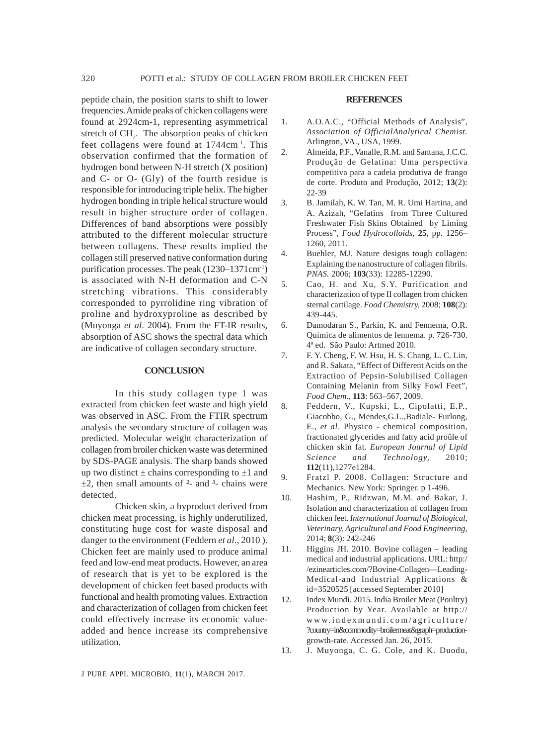peptide chain, the position starts to shift to lower frequencies. Amide peaks of chicken collagens were found at 2924cm-1, representing asymmetrical stretch of $CH_2$. The absorption peaks of chicken feet collagens were found at 1744cm$^{-1}$. This observation confirmed that the formation of hydrogen bond between N-H stretch (X position) and C- or O- (Gly) of the fourth residue is responsible for introducing triple helix. The higher hydrogen bonding in triple helical structure would result in higher structure order of collagen. Differences of band absorptions were possibly attributed to the different molecular structure between collagens. These results implied the collagen still preserved native conformation during purification processes. The peak (1230–1371cm$^{-1}$) is associated with N-H deformation and C-N stretching vibrations. This considerably corresponded to pyrrolidine ring vibration of proline and hydroxyproline as described by (Muyonga *et al.* 2004). From the FT-IR results, absorption of ASC shows the spectral data which are indicative of collagen secondary structure.

## CONCLUSION

In this study collagen type 1 was extracted from chicken feet waste and high yield was observed in ASC. From the FTIR spectrum analysis the secondary structure of collagen was predicted. Molecular weight characterization of collagen from broiler chicken waste was determined by SDS-PAGE analysis. The sharp bands showed up two distinct ± chains corresponding to ±1 and ±2, then small amounts of ²- and ³- chains were detected.

Chicken skin, a byproduct derived from chicken meat processing, is highly underutilized, constituting huge cost for waste disposal and danger to the environment (Feddern *et al*., 2010 ). Chicken feet are mainly used to produce animal feed and low-end meat products. However, an area of research that is yet to be explored is the development of chicken feet based products with functional and health promoting values. Extraction and characterization of collagen from chicken feet could effectively increase its economic value-added and hence increase its comprehensive utilization.

## REFERENCES

1. A.O.A.C., "Official Methods of Analysis", *Association of OfficialAnalytical Chemist.* Arlington, VA., USA, 1999.
2. Almeida, P.F., Vanalle, R.M. and Santana, J.C.C. Produção de Gelatina: Uma perspectiva competitiva para a cadeia produtiva de frango de corte. Produto and Produção, 2012; **13**(2): 22-39
3. B. Jamilah, K. W. Tan, M. R. Umi Hartina, and A. Azizah, "Gelatins from Three Cultured Freshwater Fish Skins Obtained by Liming Process", *Food Hydrocolloids*, **25**, pp. 1256–1260, 2011.
4. Buehler, MJ. Nature designs tough collagen: Explaining the nanostructure of collagen fibrils. *PNAS.* 2006; **103**(33): 12285-12290.
5. Cao, H. and Xu, S.Y. Purification and characterization of type II collagen from chicken sternal cartilage. *Food Chemistry,* 2008; **108**(2): 439-445.
6. Damodaran S., Parkin, K. and Fennema, O.R. Química de alimentos de fennema. p. 726-730. 4ª ed. São Paulo: Artmed 2010.
7. F. Y. Cheng, F. W. Hsu, H. S. Chang, L. C. Lin, and R. Sakata, "Effect of Different Acids on the Extraction of Pepsin-Solubilised Collagen Containing Melanin from Silky Fowl Feet", *Food Chem.*, **113**: 563–567, 2009.
8. Feddern, V., Kupski, L., Cipolatti, E.P., Giacobbo, G., Mendes,G.L.,Badiale- Furlong, E., *et al*. Physico - chemical composition, fractionated glycerides and fatty acid proûle of chicken skin fat. *European Journal of Lipid Science and Technology,* 2010; **112**(11),1277e1284.
9. Fratzl P. 2008. Collagen: Structure and Mechanics. New York: Springer. p 1-496.
10. Hashim, P., Ridzwan, M.M. and Bakar, J. Isolation and characterization of collagen from chicken feet. *International Journal of Biological, Veterinary, Agricultural and Food Engineering,* 2014; **8**(3): 242-246
11. Higgins JH. 2010. Bovine collagen – leading medical and industrial applications. URL: http://ezinearticles.com/?Bovine-Collagen—Leading-Medical-and Industrial Applications & id=3520525 [accessed September 2010]
12. Index Mundi. 2015. India Broiler Meat (Poultry) Production by Year. Available at http://www.indexmundi.com/agriculture/?country=in&commodity=broilermeat&graph=production-growth-rate. Accessed Jan. 26, 2015.
13. J. Muyonga, C. G. Cole, and K. Duodu,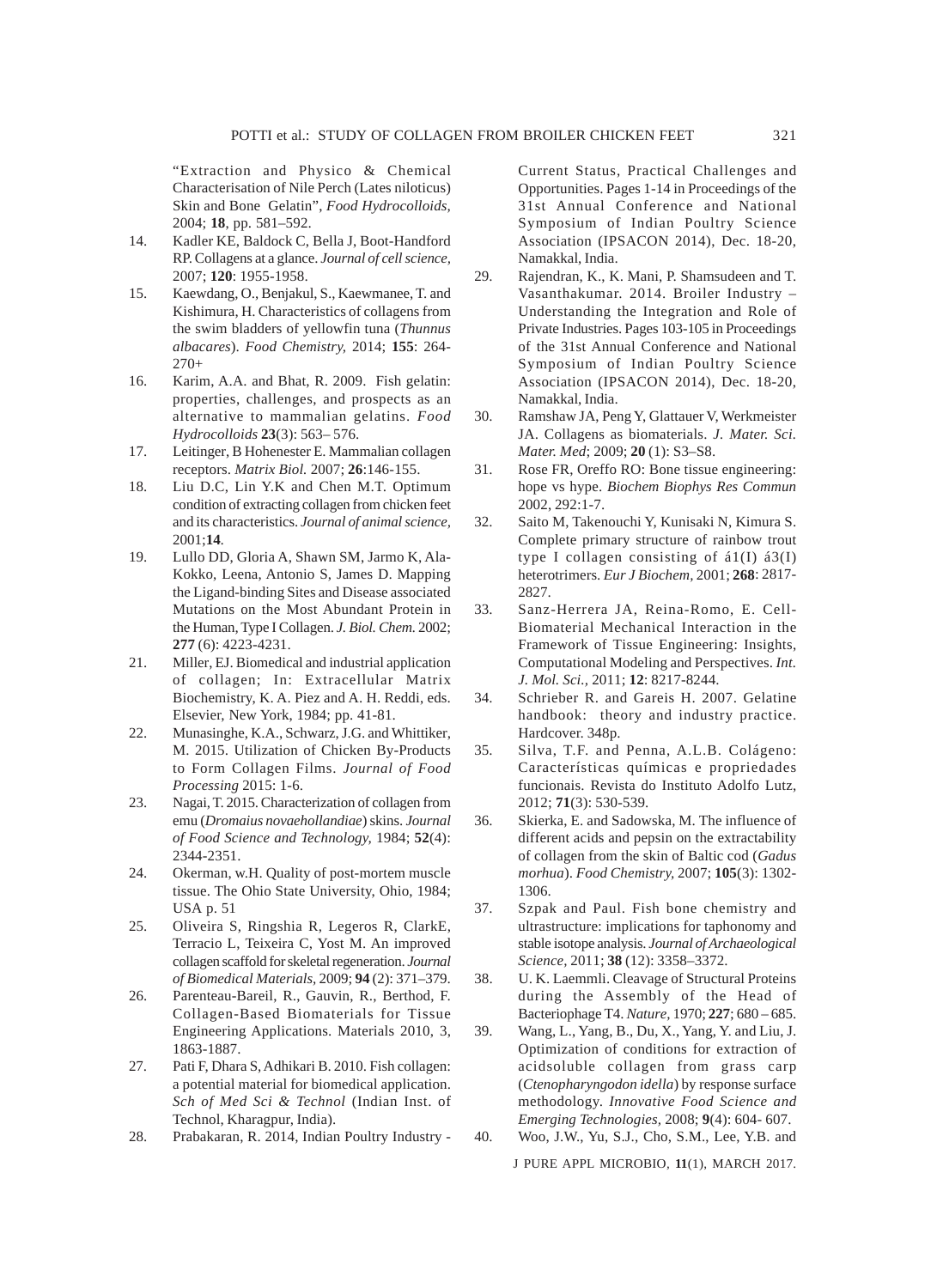"Extraction and Physico & Chemical Characterisation of Nile Perch (Lates niloticus) Skin and Bone Gelatin", *Food Hydrocolloids,* 2004; **18**, pp. 581–592.

14. Kadler KE, Baldock C, Bella J, Boot-Handford RP. Collagens at a glance. *Journal of cell science,* 2007; **120**: 1955-1958.
15. Kaewdang, O., Benjakul, S., Kaewmanee, T. and Kishimura, H. Characteristics of collagens from the swim bladders of yellowfin tuna (*Thunnus albacares*). *Food Chemistry,* 2014; **155**: 264-270+
16. Karim, A.A. and Bhat, R. 2009. Fish gelatin: properties, challenges, and prospects as an alternative to mammalian gelatins. *Food Hydrocolloids* **23**(3): 563– 576.
17. Leitinger, B Hohenester E. Mammalian collagen receptors. *Matrix Biol.* 2007; **26**:146-155.
18. Liu D.C, Lin Y.K and Chen M.T. Optimum condition of extracting collagen from chicken feet and its characteristics. *Journal of animal science,* 2001;**14**.
19. Lullo DD, Gloria A, Shawn SM, Jarmo K, Ala-Kokko, Leena, Antonio S, James D. Mapping the Ligand-binding Sites and Disease associated Mutations on the Most Abundant Protein in the Human, Type I Collagen. *J. Biol. Chem.* 2002; **277** (6): 4223-4231.
21. Miller, EJ. Biomedical and industrial application of collagen; In: Extracellular Matrix Biochemistry, K. A. Piez and A. H. Reddi, eds. Elsevier, New York, 1984; pp. 41-81.
22. Munasinghe, K.A., Schwarz, J.G. and Whittiker, M. 2015. Utilization of Chicken By-Products to Form Collagen Films. *Journal of Food Processing* 2015: 1-6.
23. Nagai, T. 2015. Characterization of collagen from emu (*Dromaius novaehollandiae*) skins. *Journal of Food Science and Technology,* 1984; **52**(4): 2344-2351.
24. Okerman, w.H. Quality of post-mortem muscle tissue. The Ohio State University, Ohio, 1984; USA p. 51
25. Oliveira S, Ringshia R, Legeros R, ClarkE, Terracio L, Teixeira C, Yost M. An improved collagen scaffold for skeletal regeneration. *Journal of Biomedical Materials,* 2009; **94** (2): 371–379.
26. Parenteau-Bareil, R., Gauvin, R., Berthod, F. Collagen-Based Biomaterials for Tissue Engineering Applications. Materials 2010, 3, 1863-1887.
27. Pati F, Dhara S, Adhikari B. 2010. Fish collagen: a potential material for biomedical application. *Sch of Med Sci & Technol* (Indian Inst. of Technol, Kharagpur, India).
28. Prabakaran, R. 2014, Indian Poultry Industry - Current Status, Practical Challenges and Opportunities. Pages 1-14 in Proceedings of the 31st Annual Conference and National Symposium of Indian Poultry Science Association (IPSACON 2014), Dec. 18-20, Namakkal, India.
29. Rajendran, K., K. Mani, P. Shamsudeen and T. Vasanthakumar. 2014. Broiler Industry – Understanding the Integration and Role of Private Industries. Pages 103-105 in Proceedings of the 31st Annual Conference and National Symposium of Indian Poultry Science Association (IPSACON 2014), Dec. 18-20, Namakkal, India.
30. Ramshaw JA, Peng Y, Glattauer V, Werkmeister JA. Collagens as biomaterials. *J. Mater. Sci. Mater. Med*; 2009; **20** (1): S3–S8.
31. Rose FR, Oreffo RO: Bone tissue engineering: hope vs hype. *Biochem Biophys Res Commun* 2002, 292:1-7.
32. Saito M, Takenouchi Y, Kunisaki N, Kimura S. Complete primary structure of rainbow trout type I collagen consisting of á1(I) á3(I) heterotrimers. *Eur J Biochem,* 2001; **268**: 2817-2827.
33. Sanz-Herrera JA, Reina-Romo, E. Cell-Biomaterial Mechanical Interaction in the Framework of Tissue Engineering: Insights, Computational Modeling and Perspectives. *Int. J. Mol. Sci.,* 2011; **12**: 8217-8244.
34. Schrieber R. and Gareis H. 2007. Gelatine handbook: theory and industry practice. Hardcover. 348p.
35. Silva, T.F. and Penna, A.L.B. Colágeno: Características químicas e propriedades funcionais. Revista do Instituto Adolfo Lutz, 2012; **71**(3): 530-539.
36. Skierka, E. and Sadowska, M. The influence of different acids and pepsin on the extractability of collagen from the skin of Baltic cod (*Gadus morhua*). *Food Chemistry,* 2007; **105**(3): 1302-1306.
37. Szpak and Paul. Fish bone chemistry and ultrastructure: implications for taphonomy and stable isotope analysis. *Journal of Archaeological Science,* 2011; **38** (12): 3358–3372.
38. U. K. Laemmli. Cleavage of Structural Proteins during the Assembly of the Head of Bacteriophage T4. *Nature,* 1970; **227**; 680 – 685.
39. Wang, L., Yang, B., Du, X., Yang, Y. and Liu, J. Optimization of conditions for extraction of acidsoluble collagen from grass carp (*Ctenopharyngodon idella*) by response surface methodology. *Innovative Food Science and Emerging Technologies,* 2008; **9**(4): 604- 607.
40. Woo, J.W., Yu, S.J., Cho, S.M., Lee, Y.B. and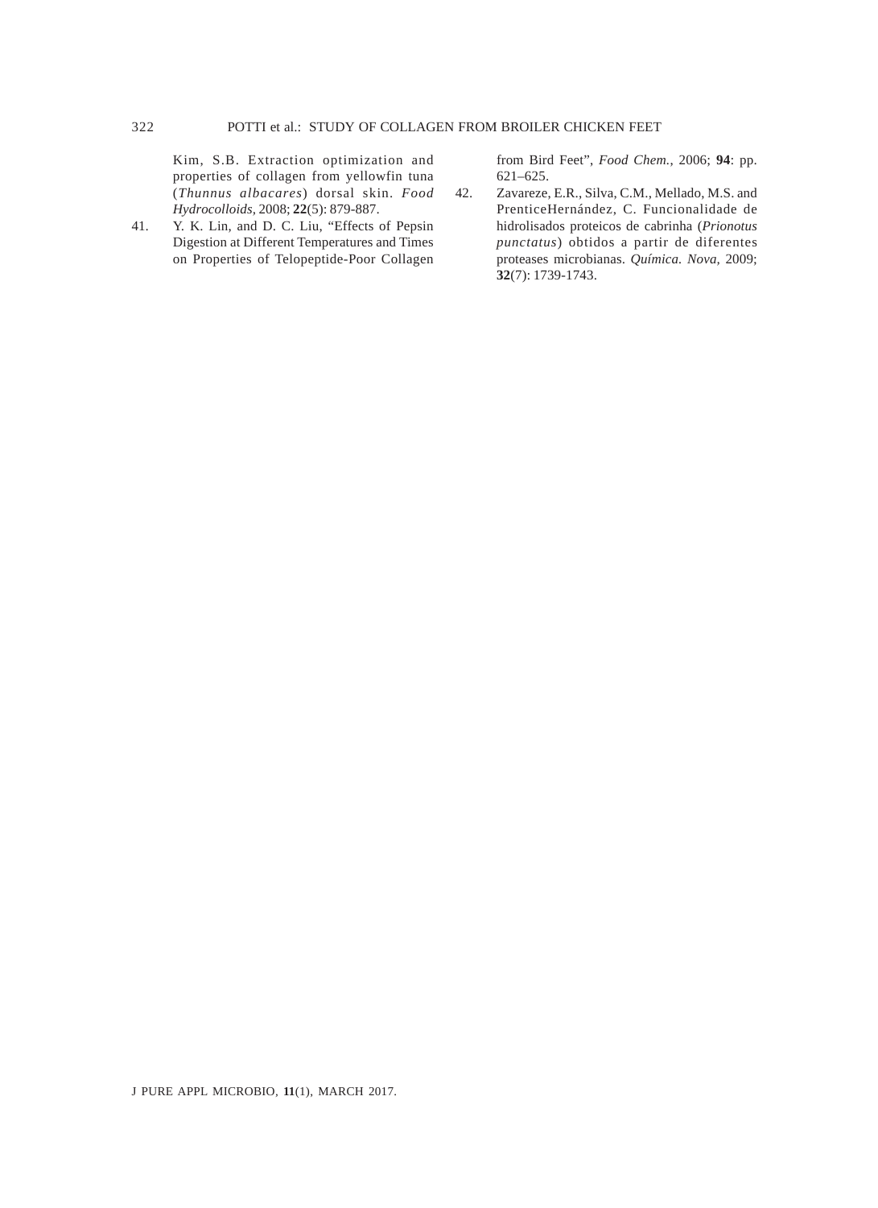Kim, S.B. Extraction optimization and properties of collagen from yellowfin tuna (*Thunnus albacares*) dorsal skin. *Food Hydrocolloids*, 2008; **22**(5): 879-887.

41. Y. K. Lin, and D. C. Liu, "Effects of Pepsin Digestion at Different Temperatures and Times on Properties of Telopeptide-Poor Collagen from Bird Feet", *Food Chem.*, 2006; **94**: pp. 621–625.

42. Zavareze, E.R., Silva, C.M., Mellado, M.S. and PrenticeHernández, C. Funcionalidade de hidrolisados proteicos de cabrinha (*Prionotus punctatus*) obtidos a partir de diferentes proteases microbianas. *Química. Nova,* 2009; **32**(7): 1739-1743.